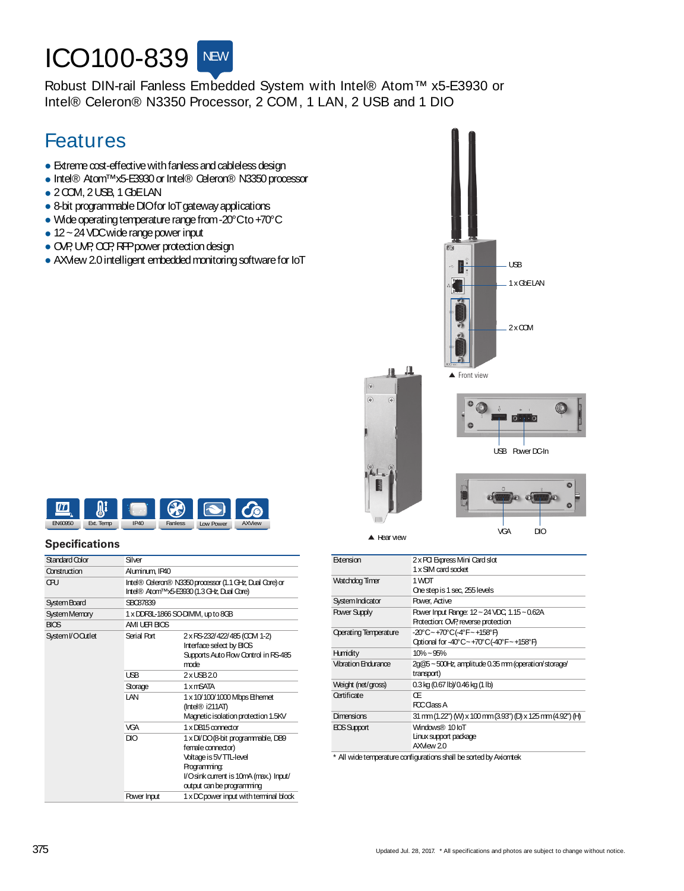# ICO100-839 NEW

Robust DIN-rail Fanless Embedded System with Intel® Atom™ x5-E3930 or Intel® Celeron® N3350 Processor, 2 COM, 1 LAN, 2 USB and 1 DIO

## Features

- Extreme cost-effective with fanless and cableless design
- Intel® Atom™ x5-E3930 or Intel® Celeron® N3350 processor
- 2 COM, 2 USB, 1 GbE LAN
- 8-bit programmable DIO for IoT gateway applications
- Wide operating temperature range from -20°C to +70°C
- 12 ~ 24 VDC wide range power input
- OVP, UVP, OCP, RPP power protection design
- AXView 2.0 intelligent embedded monitoring software for IoT

USB | 1 x GbE LAN | 2 x COM

▲ Front view

USB | Power DC-In

VGA | DIO

▲ Rear view

EN60950 | Ext. Temp | IP40 | Fanless | Low Power | AXView

## Specifications

| | | |
|---|---|---|
| Standard Color | Silver | |
| Construction | Aluminum, IP40 | |
| CPU | Intel® Celeron® N3350 processor (1.1 GHz, Dual Core) or Intel® Atom™ x5-E3930 (1.3 GHz, Dual Core) | |
| System Board | SBC87839 | |
| System Memory | 1 x DDR3L-1866 SO-DIMM, up to 8GB | |
| BIOS | AMI UEFI BIOS | |
| System I/O Outlet | Serial Port | 2 x RS-232/422/485 (COM 1-2) Interface select by BIOS Supports Auto Flow Control in RS-485 mode |
| | USB | 2 x USB 2.0 |
| | Storage | 1 x mSATA |
| | LAN | 1 x 10/100/1000 Mbps Ethernet (Intel® i211AT) Magnetic isolation protection 1.5KV |
| | VGA | 1 x DB15 connector |
| | DIO | 1 x DI/DO (8-bit programmable, DB9 female connector) Voltage is 5V TTL-level Programming: I/O sink current is 10mA (max.) Input/output can be programming |
| | Power Input | 1 x DC power input with terminal block |

| | |
|---|---|
| Extension | 2 x PCI Express Mini Card slot<br>1 x SIM card socket |
| Watchdog Timer | 1 WDT<br>One step is 1 sec, 255 levels |
| System Indicator | Power, Active |
| Power Supply | Power Input Range: 12 ~ 24 VDC, 1.15 ~ 0.62A<br>Protection: OVP, reverse protection |
| Operating Temperature | -20°C ~ +70°C (-4°F ~ +158°F)<br>Optional for -40°C ~ +70°C (-40°F ~ +158°F) |
| Humidity | 10% ~ 95% |
| Vibration Endurance | 2g@5 ~ 500Hz, amplitude 0.35 mm (operation/storage/transport) |
| Weight (net/gross) | 0.3 kg (0.67 lb)/0.46 kg (1 lb) |
| Certificate | CE<br>FCC Class A |
| Dimensions | 31 mm (1.22") (W) x 100 mm (3.93") (D) x 125 mm (4.92") (H) |
| EOS Support | Windows® 10 IoT<br>Linux support package<br>AXView 2.0 |

* All wide temperature configurations shall be sorted by Axiomtek

Updated Jul. 28, 2017. * All specifications and photos are subject to change without notice.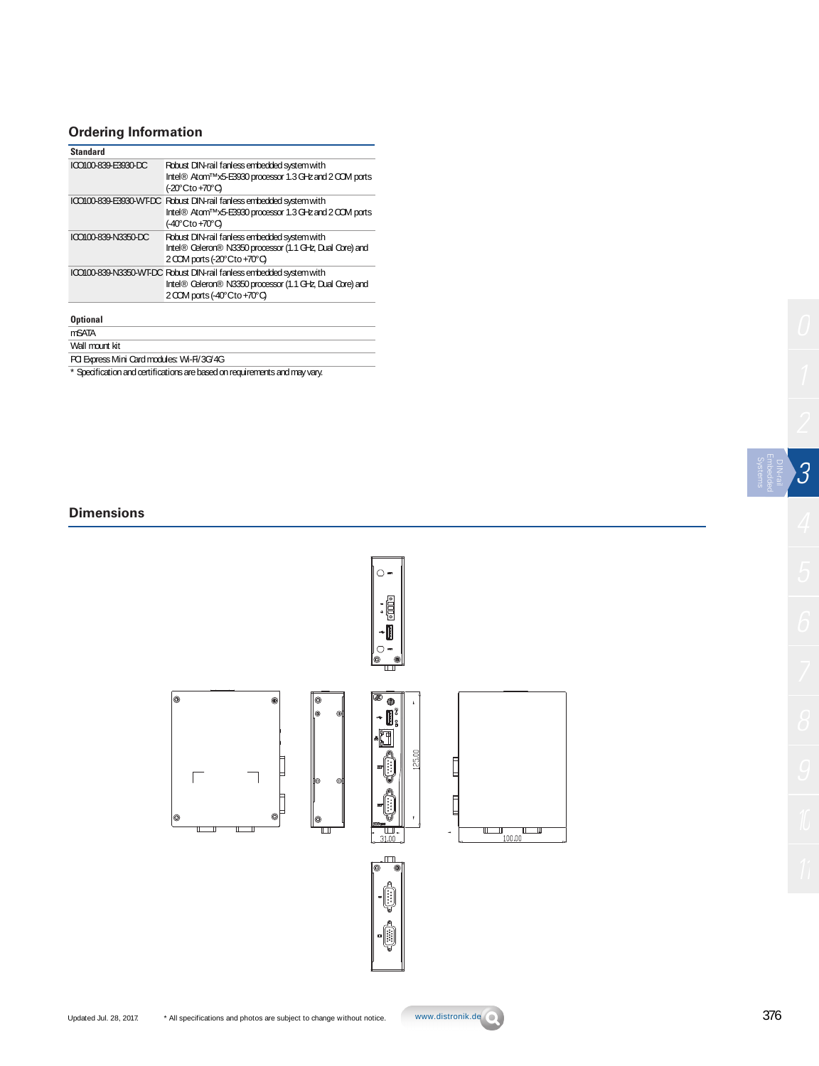## Ordering Information

| Standard | |
|---|---|
| ICO100-839-E3930-DC | Robust DIN-rail fanless embedded system with Intel® Atom™ x5-E3930 processor 1.3 GHz and 2 COM ports (-20°C to +70°C) |
| ICO100-839-E3930-WT-DC | Robust DIN-rail fanless embedded system with Intel® Atom™ x5-E3930 processor 1.3 GHz and 2 COM ports (-40°C to +70°C) |
| ICO100-839-N3350-DC | Robust DIN-rail fanless embedded system with Intel® Celeron® N3350 processor (1.1 GHz, Dual Core) and 2 COM ports (-20°C to +70°C) |
| ICO100-839-N3350-WT-DC | Robust DIN-rail fanless embedded system with Intel® Celeron® N3350 processor (1.1 GHz, Dual Core) and 2 COM ports (-40°C to +70°C) |

| Optional |
|---|
| mSATA |
| Wall mount kit |
| PCI Express Mini Card modules: Wi-Fi/3G/4G |

* Specification and certifications are based on requirements and may vary.

## Dimensions

125.00

31.00

100.00

Updated Jul. 28, 2017.

* All specifications and photos are subject to change without notice.

www.distronik.de